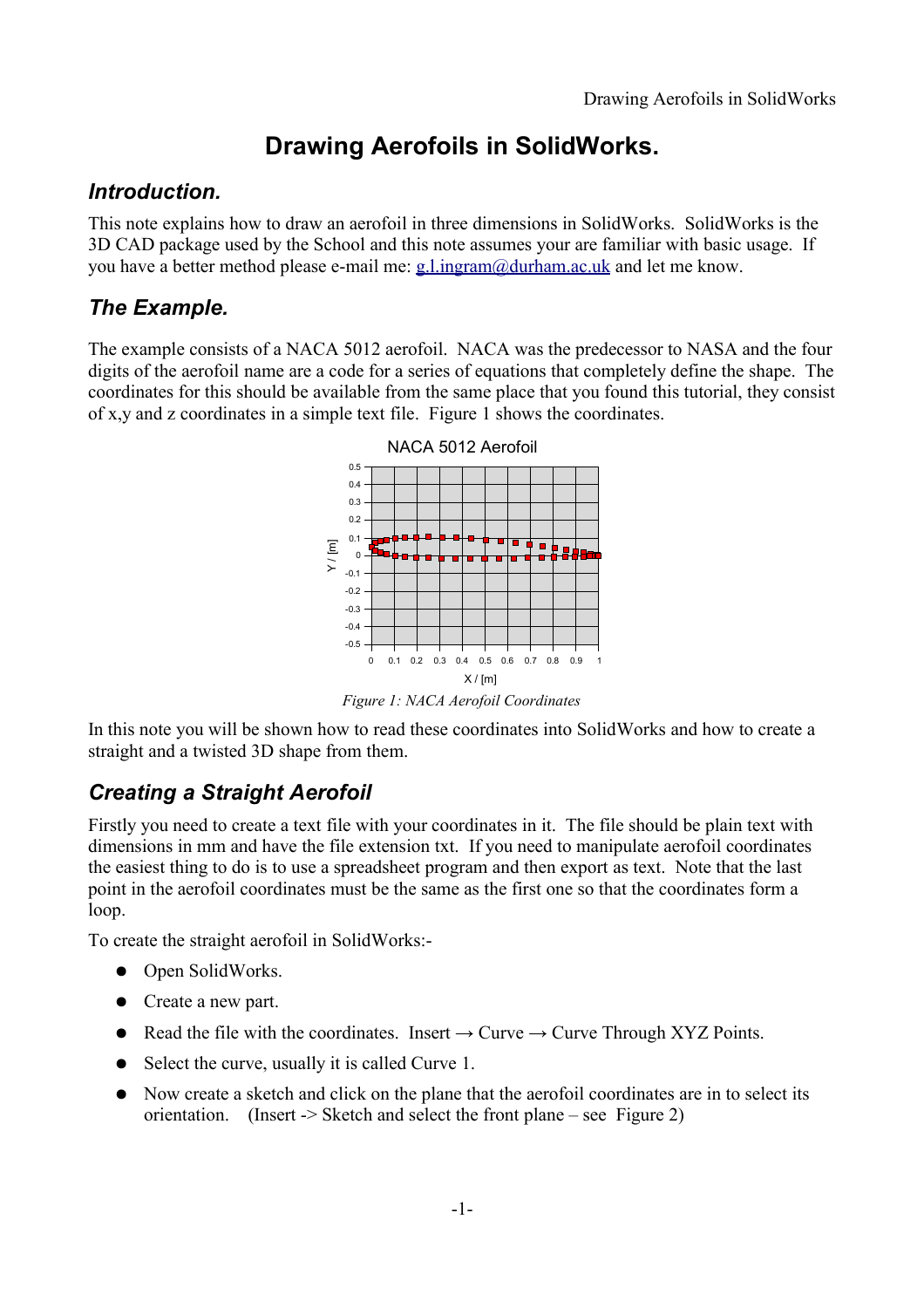# Drawing Aerofoils in SolidWorks.

## *Introduction.*

This note explains how to draw an aerofoil in three dimensions in SolidWorks. SolidWorks is the 3D CAD package used by the School and this note assumes your are familiar with basic usage. If you have a better method please e-mail me: g.l.ingram@durham.ac.uk and let me know.

## *The Example.*

The example consists of a NACA 5012 aerofoil. NACA was the predecessor to NASA and the four digits of the aerofoil name are a code for a series of equations that completely define the shape. The coordinates for this should be available from the same place that you found this tutorial, they consist of x,y and z coordinates in a simple text file. Figure 1 shows the coordinates.

*Figure 1: NACA Aerofoil Coordinates*

In this note you will be shown how to read these coordinates into SolidWorks and how to create a straight and a twisted 3D shape from them.

## *Creating a Straight Aerofoil*

Firstly you need to create a text file with your coordinates in it. The file should be plain text with dimensions in mm and have the file extension txt. If you need to manipulate aerofoil coordinates the easiest thing to do is to use a spreadsheet program and then export as text. Note that the last point in the aerofoil coordinates must be the same as the first one so that the coordinates form a loop.

To create the straight aerofoil in SolidWorks:-

- Open SolidWorks.
- Create a new part.
- Read the file with the coordinates. Insert → Curve → Curve Through XYZ Points.
- Select the curve, usually it is called Curve 1.
- Now create a sketch and click on the plane that the aerofoil coordinates are in to select its orientation. (Insert -> Sketch and select the front plane – see Figure 2)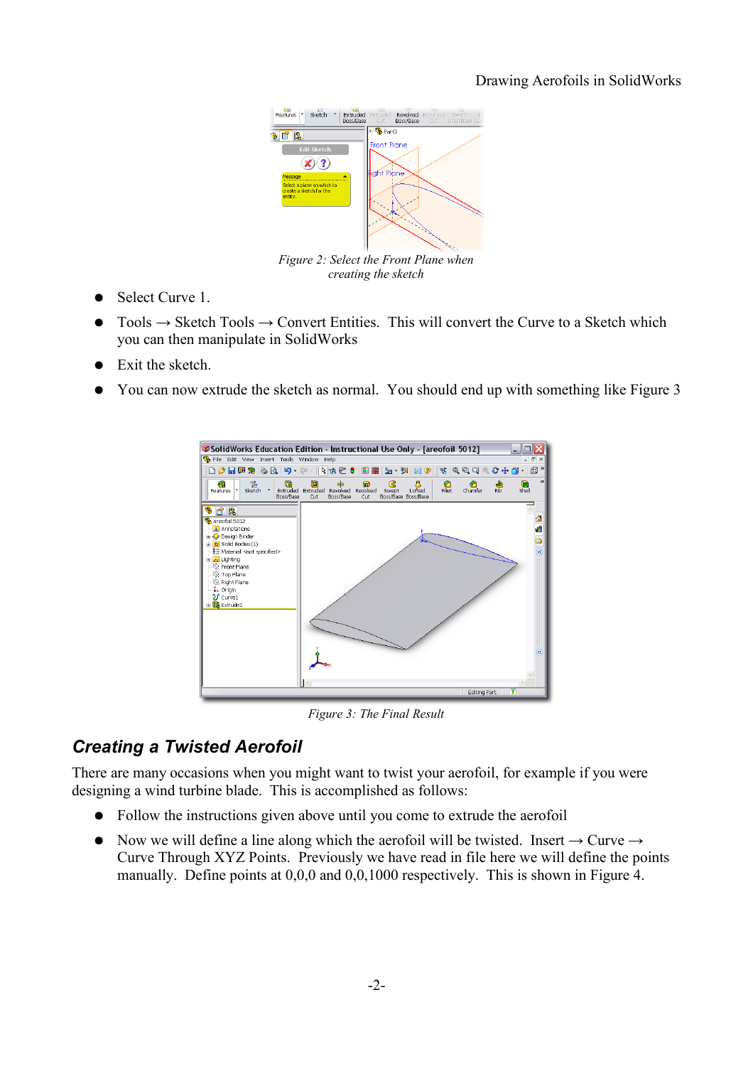Figure 2: Select the Front Plane when creating the sketch

- Select Curve 1.
- Tools → Sketch Tools → Convert Entities. This will convert the Curve to a Sketch which you can then manipulate in SolidWorks
- Exit the sketch.
- You can now extrude the sketch as normal. You should end up with something like Figure 3

Figure 3: The Final Result

## Creating a Twisted Aerofoil

There are many occasions when you might want to twist your aerofoil, for example if you were designing a wind turbine blade. This is accomplished as follows:

- Follow the instructions given above until you come to extrude the aerofoil
- Now we will define a line along which the aerofoil will be twisted. Insert → Curve → Curve Through XYZ Points. Previously we have read in file here we will define the points manually. Define points at 0,0,0 and 0,0,1000 respectively. This is shown in Figure 4.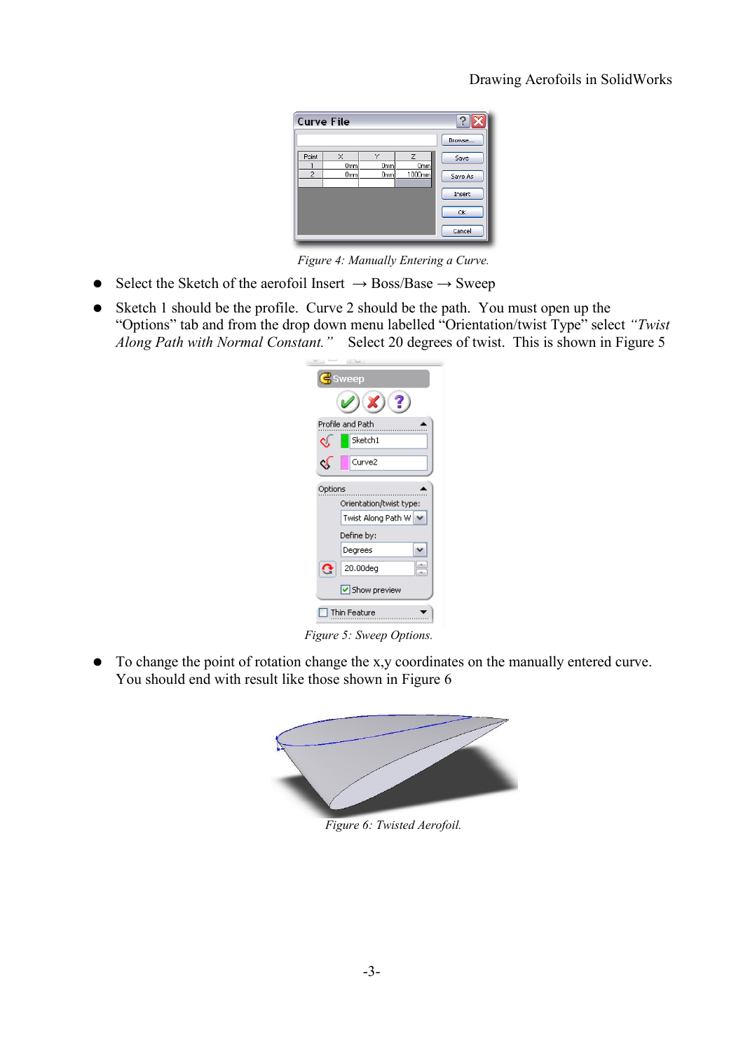Figure 4: Manually Entering a Curve.

- Select the Sketch of the aerofoil Insert → Boss/Base → Sweep
- Sketch 1 should be the profile. Curve 2 should be the path. You must open up the "Options" tab and from the drop down menu labelled "Orientation/twist Type" select *"Twist Along Path with Normal Constant."* Select 20 degrees of twist. This is shown in Figure 5

Figure 5: Sweep Options.

- To change the point of rotation change the x,y coordinates on the manually entered curve. You should end with result like those shown in Figure 6

Figure 6: Twisted Aerofoil.